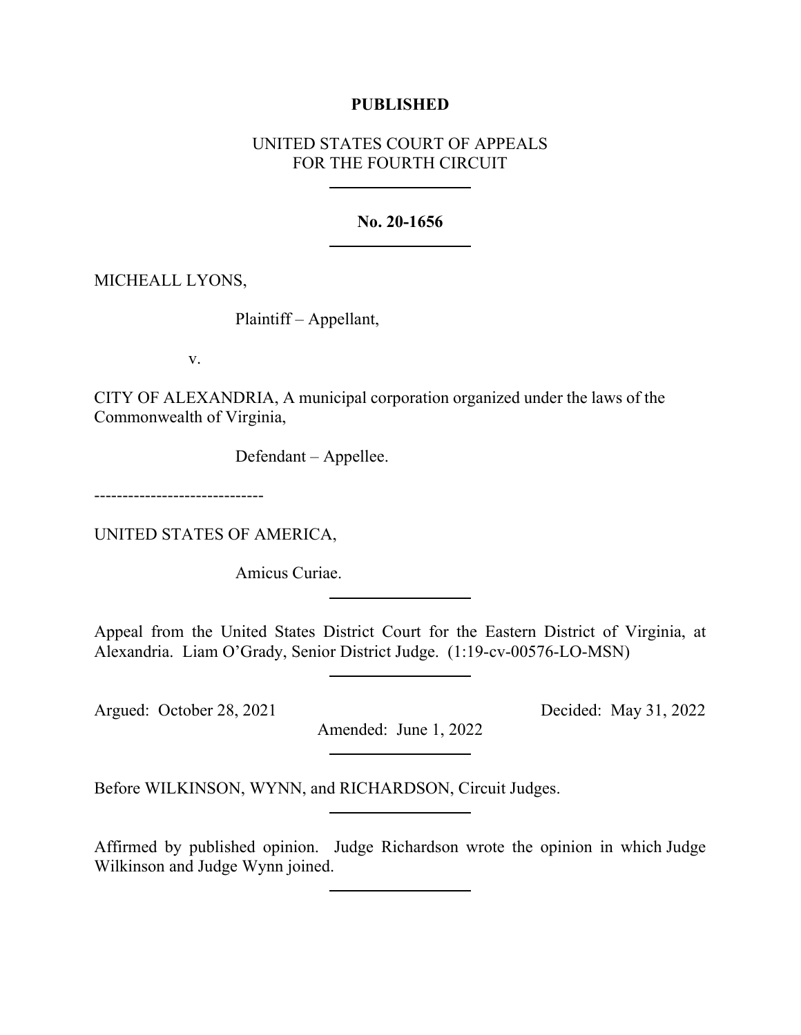**PUBLISHED**

UNITED STATES COURT OF APPEALS
FOR THE FOURTH CIRCUIT

---

**No. 20-1656**

---

MICHEALL LYONS,

Plaintiff – Appellant,

v.

CITY OF ALEXANDRIA, A municipal corporation organized under the laws of the Commonwealth of Virginia,

Defendant – Appellee.

------------------------------

UNITED STATES OF AMERICA,

Amicus Curiae.

---

Appeal from the United States District Court for the Eastern District of Virginia, at Alexandria. Liam O'Grady, Senior District Judge. (1:19-cv-00576-LO-MSN)

---

Argued: October 28, 2021 Decided: May 31, 2022

Amended: June 1, 2022

---

Before WILKINSON, WYNN, and RICHARDSON, Circuit Judges.

---

Affirmed by published opinion. Judge Richardson wrote the opinion in which Judge Wilkinson and Judge Wynn joined.

---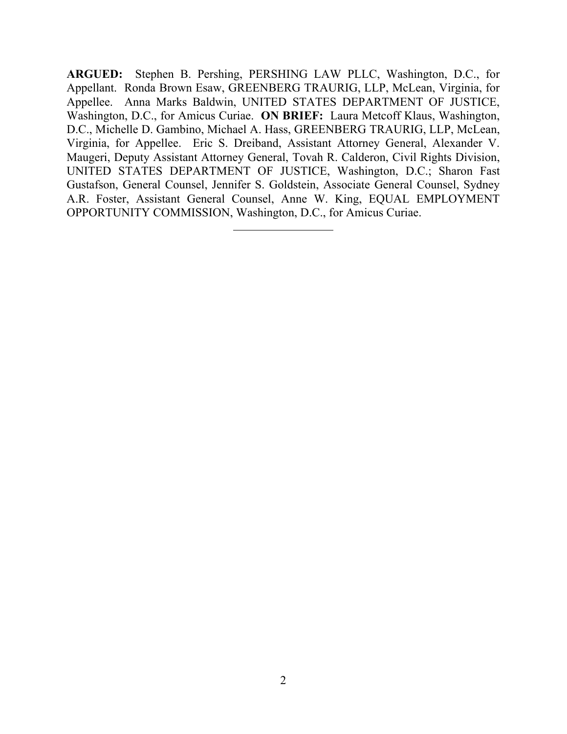**ARGUED:** Stephen B. Pershing, PERSHING LAW PLLC, Washington, D.C., for Appellant. Ronda Brown Esaw, GREENBERG TRAURIG, LLP, McLean, Virginia, for Appellee. Anna Marks Baldwin, UNITED STATES DEPARTMENT OF JUSTICE, Washington, D.C., for Amicus Curiae. **ON BRIEF:** Laura Metcoff Klaus, Washington, D.C., Michelle D. Gambino, Michael A. Hass, GREENBERG TRAURIG, LLP, McLean, Virginia, for Appellee. Eric S. Dreiband, Assistant Attorney General, Alexander V. Maugeri, Deputy Assistant Attorney General, Tovah R. Calderon, Civil Rights Division, UNITED STATES DEPARTMENT OF JUSTICE, Washington, D.C.; Sharon Fast Gustafson, General Counsel, Jennifer S. Goldstein, Associate General Counsel, Sydney A.R. Foster, Assistant General Counsel, Anne W. King, EQUAL EMPLOYMENT OPPORTUNITY COMMISSION, Washington, D.C., for Amicus Curiae.

---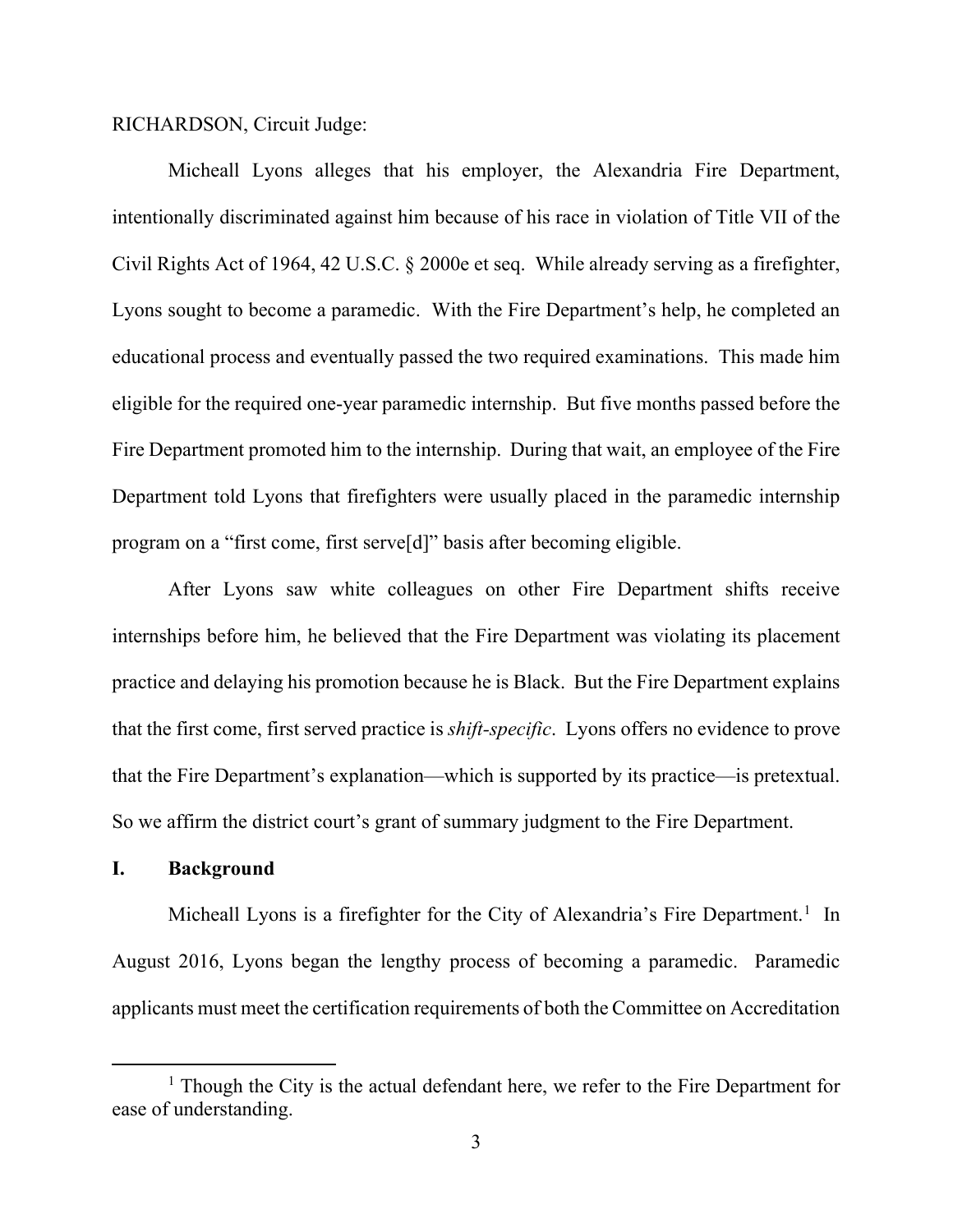RICHARDSON, Circuit Judge:

Micheall Lyons alleges that his employer, the Alexandria Fire Department, intentionally discriminated against him because of his race in violation of Title VII of the Civil Rights Act of 1964, 42 U.S.C. § 2000e et seq. While already serving as a firefighter, Lyons sought to become a paramedic. With the Fire Department's help, he completed an educational process and eventually passed the two required examinations. This made him eligible for the required one-year paramedic internship. But five months passed before the Fire Department promoted him to the internship. During that wait, an employee of the Fire Department told Lyons that firefighters were usually placed in the paramedic internship program on a "first come, first serve[d]" basis after becoming eligible.

After Lyons saw white colleagues on other Fire Department shifts receive internships before him, he believed that the Fire Department was violating its placement practice and delaying his promotion because he is Black. But the Fire Department explains that the first come, first served practice is *shift-specific*. Lyons offers no evidence to prove that the Fire Department's explanation—which is supported by its practice—is pretextual. So we affirm the district court's grant of summary judgment to the Fire Department.

## I. Background

Micheall Lyons is a firefighter for the City of Alexandria's Fire Department.[1] In August 2016, Lyons began the lengthy process of becoming a paramedic. Paramedic applicants must meet the certification requirements of both the Committee on Accreditation

[1] Though the City is the actual defendant here, we refer to the Fire Department for ease of understanding.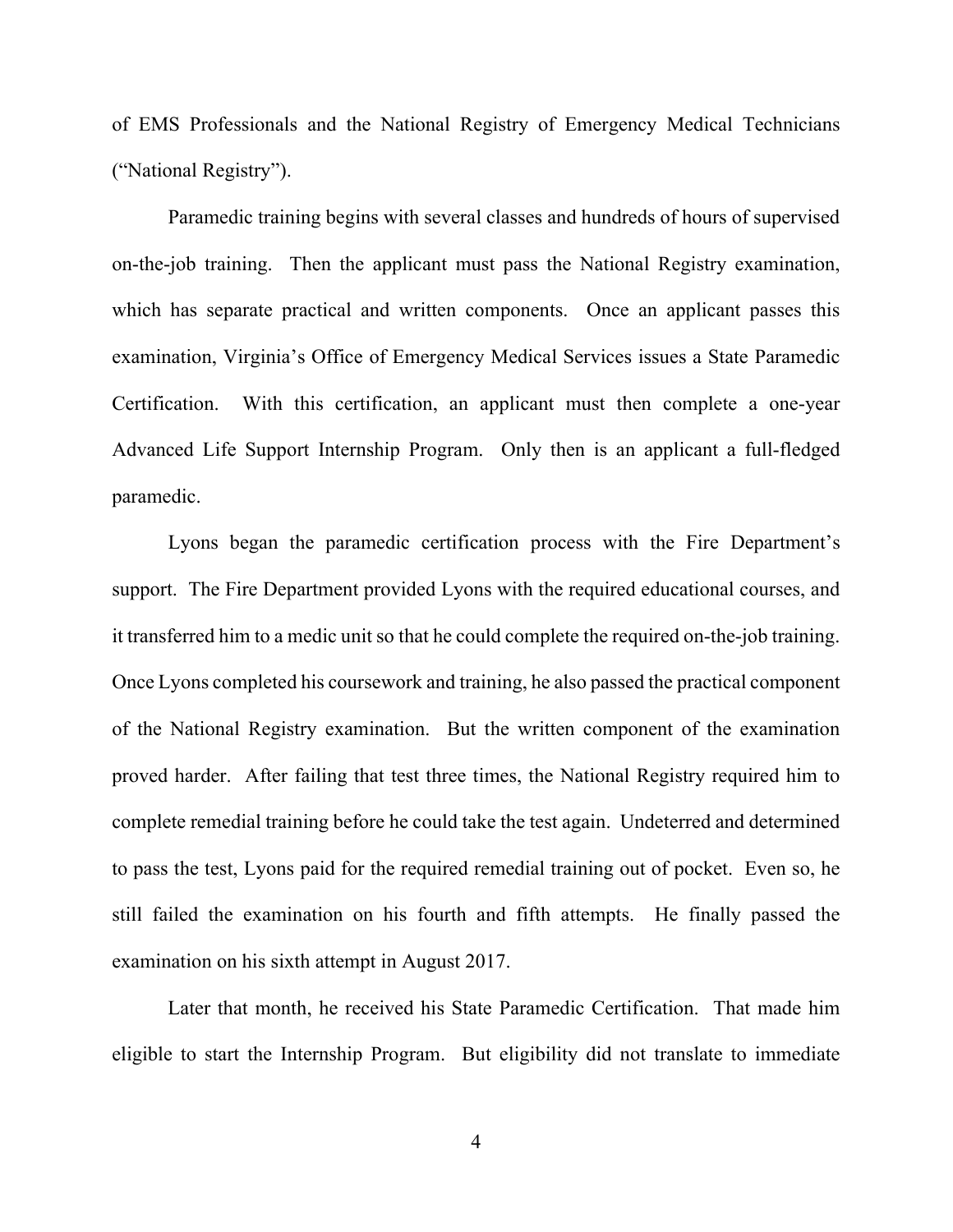of EMS Professionals and the National Registry of Emergency Medical Technicians ("National Registry").

Paramedic training begins with several classes and hundreds of hours of supervised on-the-job training. Then the applicant must pass the National Registry examination, which has separate practical and written components. Once an applicant passes this examination, Virginia's Office of Emergency Medical Services issues a State Paramedic Certification. With this certification, an applicant must then complete a one-year Advanced Life Support Internship Program. Only then is an applicant a full-fledged paramedic.

Lyons began the paramedic certification process with the Fire Department's support. The Fire Department provided Lyons with the required educational courses, and it transferred him to a medic unit so that he could complete the required on-the-job training. Once Lyons completed his coursework and training, he also passed the practical component of the National Registry examination. But the written component of the examination proved harder. After failing that test three times, the National Registry required him to complete remedial training before he could take the test again. Undeterred and determined to pass the test, Lyons paid for the required remedial training out of pocket. Even so, he still failed the examination on his fourth and fifth attempts. He finally passed the examination on his sixth attempt in August 2017.

Later that month, he received his State Paramedic Certification. That made him eligible to start the Internship Program. But eligibility did not translate to immediate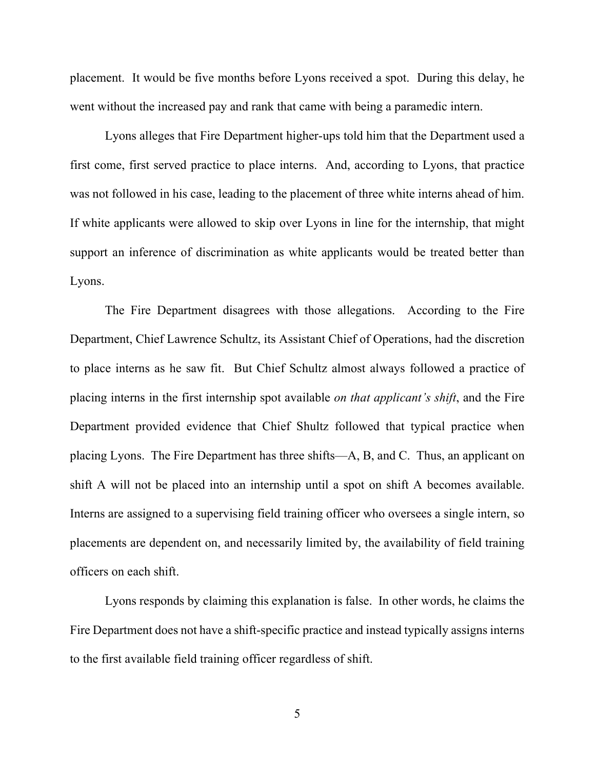placement. It would be five months before Lyons received a spot. During this delay, he went without the increased pay and rank that came with being a paramedic intern.

Lyons alleges that Fire Department higher-ups told him that the Department used a first come, first served practice to place interns. And, according to Lyons, that practice was not followed in his case, leading to the placement of three white interns ahead of him. If white applicants were allowed to skip over Lyons in line for the internship, that might support an inference of discrimination as white applicants would be treated better than Lyons.

The Fire Department disagrees with those allegations. According to the Fire Department, Chief Lawrence Schultz, its Assistant Chief of Operations, had the discretion to place interns as he saw fit. But Chief Schultz almost always followed a practice of placing interns in the first internship spot available *on that applicant's shift*, and the Fire Department provided evidence that Chief Shultz followed that typical practice when placing Lyons. The Fire Department has three shifts—A, B, and C. Thus, an applicant on shift A will not be placed into an internship until a spot on shift A becomes available. Interns are assigned to a supervising field training officer who oversees a single intern, so placements are dependent on, and necessarily limited by, the availability of field training officers on each shift.

Lyons responds by claiming this explanation is false. In other words, he claims the Fire Department does not have a shift-specific practice and instead typically assigns interns to the first available field training officer regardless of shift.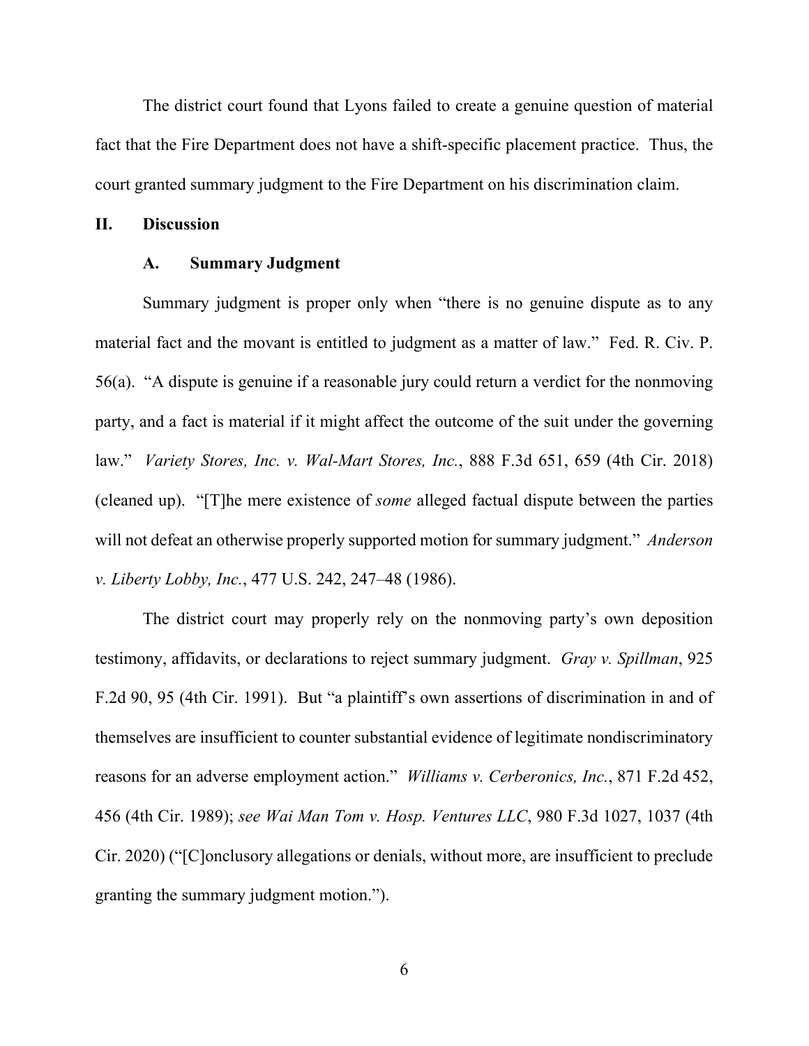The district court found that Lyons failed to create a genuine question of material fact that the Fire Department does not have a shift-specific placement practice. Thus, the court granted summary judgment to the Fire Department on his discrimination claim.

## II. Discussion

### A. Summary Judgment

Summary judgment is proper only when "there is no genuine dispute as to any material fact and the movant is entitled to judgment as a matter of law." Fed. R. Civ. P. 56(a). "A dispute is genuine if a reasonable jury could return a verdict for the nonmoving party, and a fact is material if it might affect the outcome of the suit under the governing law." *Variety Stores, Inc. v. Wal-Mart Stores, Inc.*, 888 F.3d 651, 659 (4th Cir. 2018) (cleaned up). "[T]he mere existence of *some* alleged factual dispute between the parties will not defeat an otherwise properly supported motion for summary judgment." *Anderson v. Liberty Lobby, Inc.*, 477 U.S. 242, 247–48 (1986).

The district court may properly rely on the nonmoving party's own deposition testimony, affidavits, or declarations to reject summary judgment. *Gray v. Spillman*, 925 F.2d 90, 95 (4th Cir. 1991). But "a plaintiff's own assertions of discrimination in and of themselves are insufficient to counter substantial evidence of legitimate nondiscriminatory reasons for an adverse employment action." *Williams v. Cerberonics, Inc.*, 871 F.2d 452, 456 (4th Cir. 1989); *see Wai Man Tom v. Hosp. Ventures LLC*, 980 F.3d 1027, 1037 (4th Cir. 2020) ("[C]onclusory allegations or denials, without more, are insufficient to preclude granting the summary judgment motion.").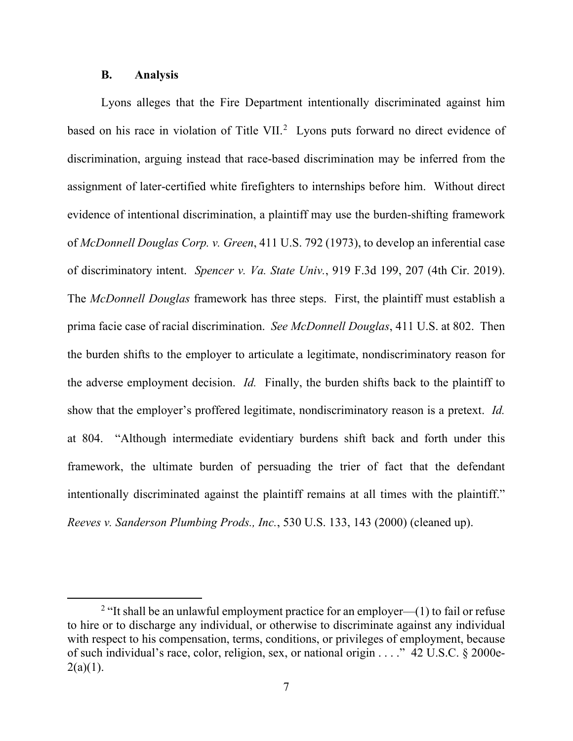### B. Analysis

Lyons alleges that the Fire Department intentionally discriminated against him based on his race in violation of Title VII.[2] Lyons puts forward no direct evidence of discrimination, arguing instead that race-based discrimination may be inferred from the assignment of later-certified white firefighters to internships before him. Without direct evidence of intentional discrimination, a plaintiff may use the burden-shifting framework of *McDonnell Douglas Corp. v. Green*, 411 U.S. 792 (1973), to develop an inferential case of discriminatory intent. *Spencer v. Va. State Univ.*, 919 F.3d 199, 207 (4th Cir. 2019). The *McDonnell Douglas* framework has three steps. First, the plaintiff must establish a prima facie case of racial discrimination. *See McDonnell Douglas*, 411 U.S. at 802. Then the burden shifts to the employer to articulate a legitimate, nondiscriminatory reason for the adverse employment decision. *Id.* Finally, the burden shifts back to the plaintiff to show that the employer's proffered legitimate, nondiscriminatory reason is a pretext. *Id.* at 804. "Although intermediate evidentiary burdens shift back and forth under this framework, the ultimate burden of persuading the trier of fact that the defendant intentionally discriminated against the plaintiff remains at all times with the plaintiff." *Reeves v. Sanderson Plumbing Prods., Inc.*, 530 U.S. 133, 143 (2000) (cleaned up).

---

[2] "It shall be an unlawful employment practice for an employer—(1) to fail or refuse to hire or to discharge any individual, or otherwise to discriminate against any individual with respect to his compensation, terms, conditions, or privileges of employment, because of such individual's race, color, religion, sex, or national origin . . . ." 42 U.S.C. § 2000e-2(a)(1).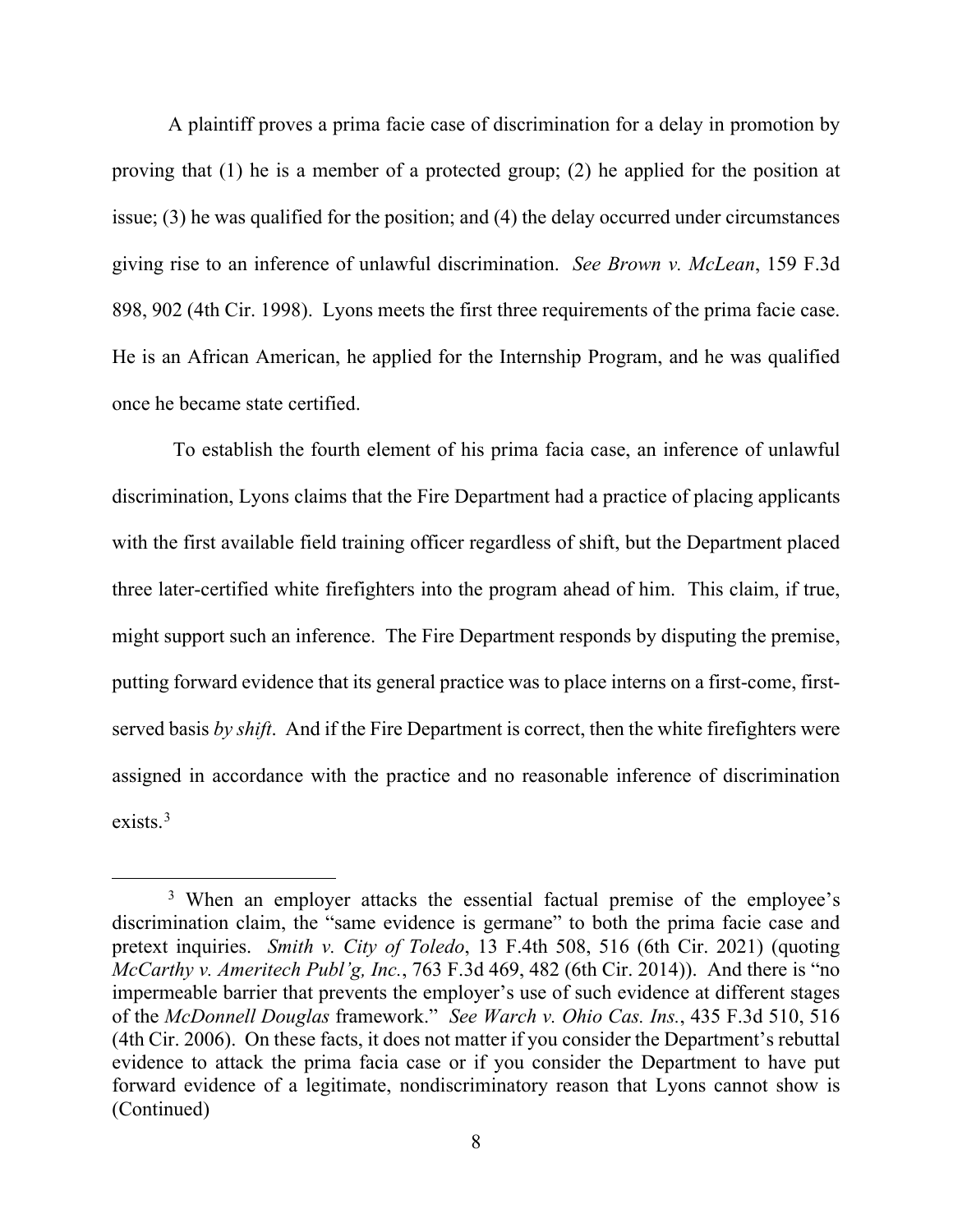A plaintiff proves a prima facie case of discrimination for a delay in promotion by proving that (1) he is a member of a protected group; (2) he applied for the position at issue; (3) he was qualified for the position; and (4) the delay occurred under circumstances giving rise to an inference of unlawful discrimination. *See Brown v. McLean*, 159 F.3d 898, 902 (4th Cir. 1998). Lyons meets the first three requirements of the prima facie case. He is an African American, he applied for the Internship Program, and he was qualified once he became state certified.

To establish the fourth element of his prima facia case, an inference of unlawful discrimination, Lyons claims that the Fire Department had a practice of placing applicants with the first available field training officer regardless of shift, but the Department placed three later-certified white firefighters into the program ahead of him. This claim, if true, might support such an inference. The Fire Department responds by disputing the premise, putting forward evidence that its general practice was to place interns on a first-come, first-served basis *by shift*. And if the Fire Department is correct, then the white firefighters were assigned in accordance with the practice and no reasonable inference of discrimination exists.[3]

---

[3] When an employer attacks the essential factual premise of the employee's discrimination claim, the "same evidence is germane" to both the prima facie case and pretext inquiries. *Smith v. City of Toledo*, 13 F.4th 508, 516 (6th Cir. 2021) (quoting *McCarthy v. Ameritech Publ'g, Inc.*, 763 F.3d 469, 482 (6th Cir. 2014)). And there is "no impermeable barrier that prevents the employer's use of such evidence at different stages of the *McDonnell Douglas* framework." *See Warch v. Ohio Cas. Ins.*, 435 F.3d 510, 516 (4th Cir. 2006). On these facts, it does not matter if you consider the Department's rebuttal evidence to attack the prima facia case or if you consider the Department to have put forward evidence of a legitimate, nondiscriminatory reason that Lyons cannot show is (Continued)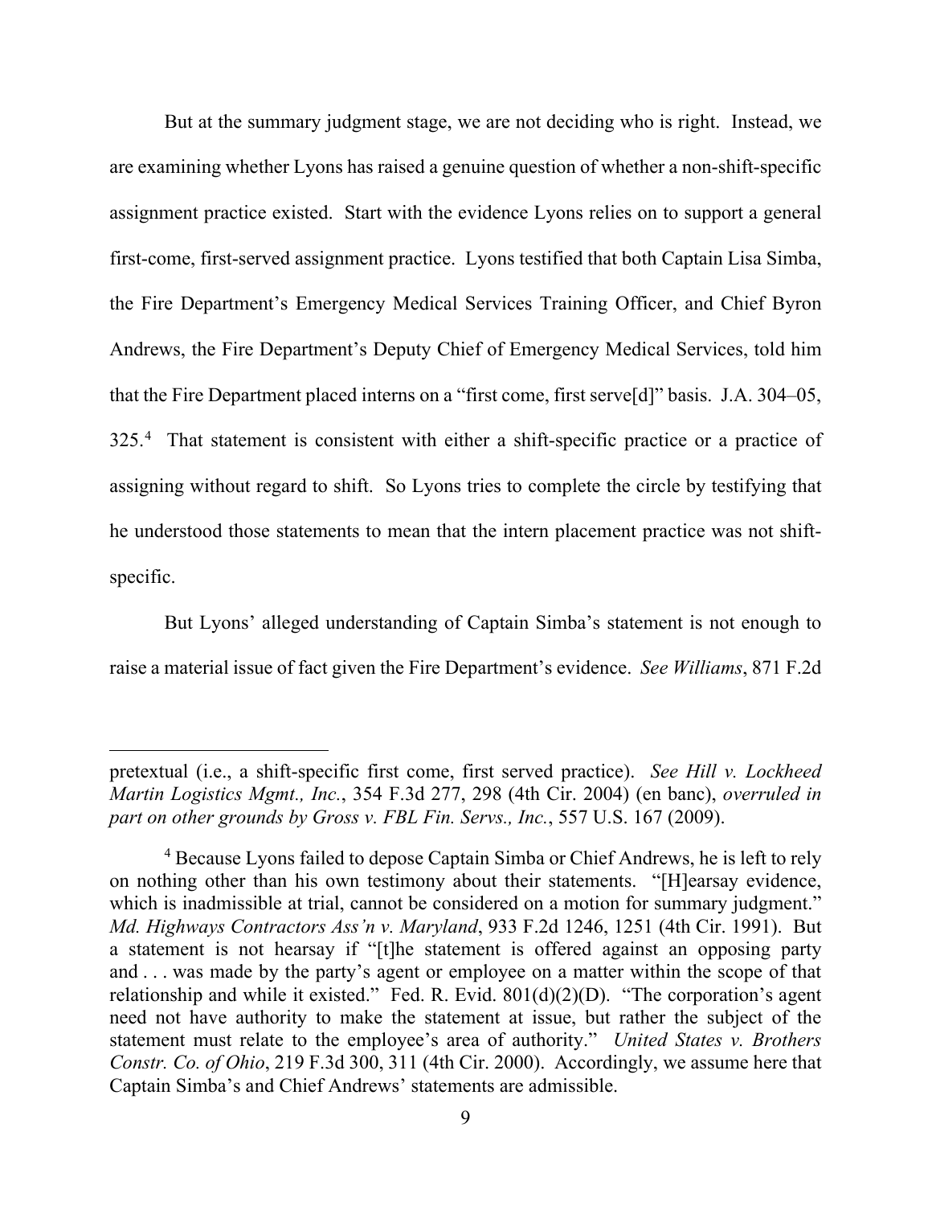But at the summary judgment stage, we are not deciding who is right. Instead, we are examining whether Lyons has raised a genuine question of whether a non-shift-specific assignment practice existed. Start with the evidence Lyons relies on to support a general first-come, first-served assignment practice. Lyons testified that both Captain Lisa Simba, the Fire Department's Emergency Medical Services Training Officer, and Chief Byron Andrews, the Fire Department's Deputy Chief of Emergency Medical Services, told him that the Fire Department placed interns on a "first come, first serve[d]" basis. J.A. 304–05, 325.[4] That statement is consistent with either a shift-specific practice or a practice of assigning without regard to shift. So Lyons tries to complete the circle by testifying that he understood those statements to mean that the intern placement practice was not shift-specific.

But Lyons' alleged understanding of Captain Simba's statement is not enough to raise a material issue of fact given the Fire Department's evidence. *See Williams*, 871 F.2d

---

pretextual (i.e., a shift-specific first come, first served practice). *See Hill v. Lockheed Martin Logistics Mgmt., Inc.*, 354 F.3d 277, 298 (4th Cir. 2004) (en banc), *overruled in part on other grounds by Gross v. FBL Fin. Servs., Inc.*, 557 U.S. 167 (2009).

[4] Because Lyons failed to depose Captain Simba or Chief Andrews, he is left to rely on nothing other than his own testimony about their statements. "[H]earsay evidence, which is inadmissible at trial, cannot be considered on a motion for summary judgment." *Md. Highways Contractors Ass'n v. Maryland*, 933 F.2d 1246, 1251 (4th Cir. 1991). But a statement is not hearsay if "[t]he statement is offered against an opposing party and . . . was made by the party's agent or employee on a matter within the scope of that relationship and while it existed." Fed. R. Evid. 801(d)(2)(D). "The corporation's agent need not have authority to make the statement at issue, but rather the subject of the statement must relate to the employee's area of authority." *United States v. Brothers Constr. Co. of Ohio*, 219 F.3d 300, 311 (4th Cir. 2000). Accordingly, we assume here that Captain Simba's and Chief Andrews' statements are admissible.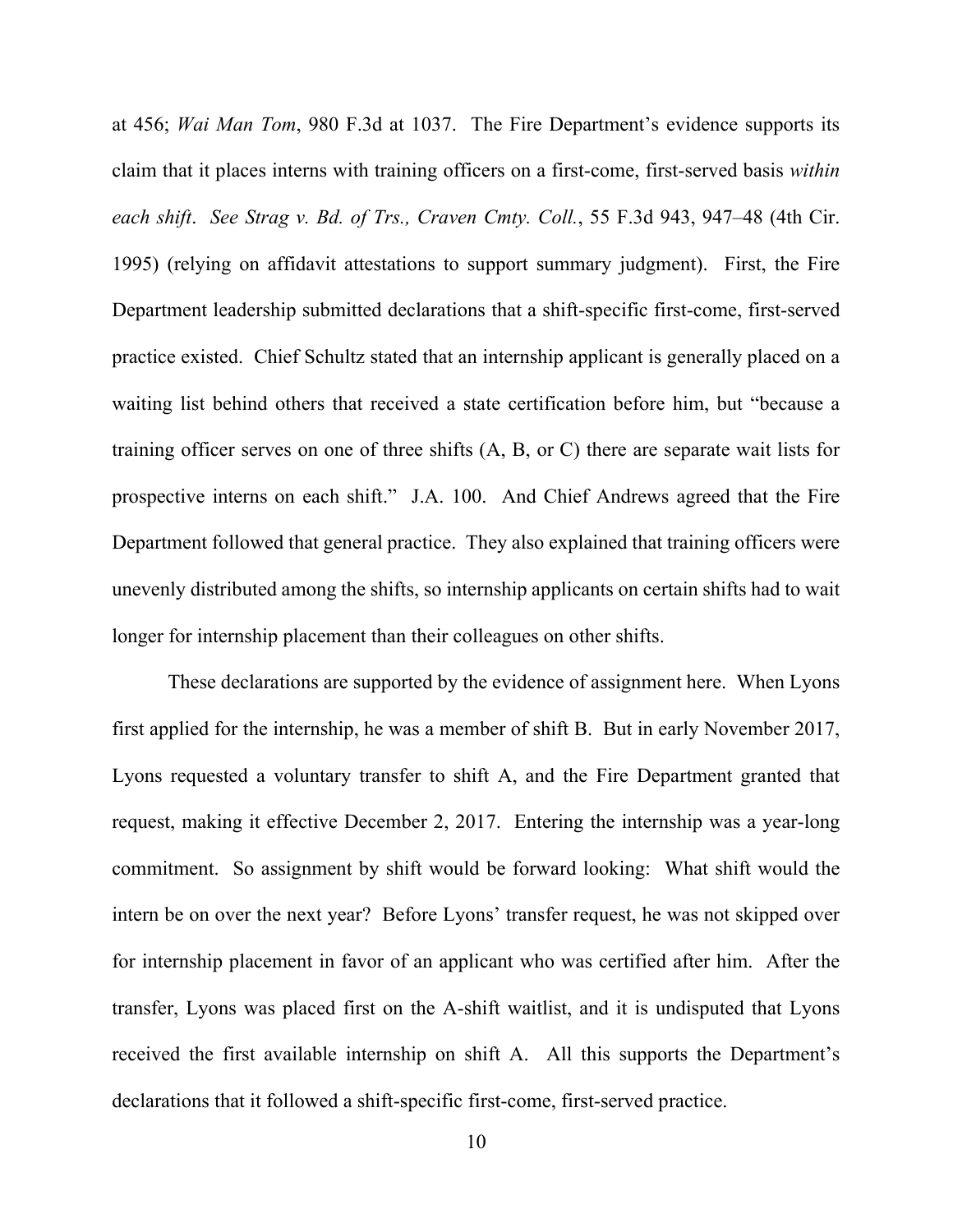at 456; *Wai Man Tom*, 980 F.3d at 1037. The Fire Department's evidence supports its claim that it places interns with training officers on a first-come, first-served basis *within each shift*. *See Strag v. Bd. of Trs., Craven Cmty. Coll.*, 55 F.3d 943, 947–48 (4th Cir. 1995) (relying on affidavit attestations to support summary judgment). First, the Fire Department leadership submitted declarations that a shift-specific first-come, first-served practice existed. Chief Schultz stated that an internship applicant is generally placed on a waiting list behind others that received a state certification before him, but "because a training officer serves on one of three shifts (A, B, or C) there are separate wait lists for prospective interns on each shift." J.A. 100. And Chief Andrews agreed that the Fire Department followed that general practice. They also explained that training officers were unevenly distributed among the shifts, so internship applicants on certain shifts had to wait longer for internship placement than their colleagues on other shifts.

These declarations are supported by the evidence of assignment here. When Lyons first applied for the internship, he was a member of shift B. But in early November 2017, Lyons requested a voluntary transfer to shift A, and the Fire Department granted that request, making it effective December 2, 2017. Entering the internship was a year-long commitment. So assignment by shift would be forward looking: What shift would the intern be on over the next year? Before Lyons' transfer request, he was not skipped over for internship placement in favor of an applicant who was certified after him. After the transfer, Lyons was placed first on the A-shift waitlist, and it is undisputed that Lyons received the first available internship on shift A. All this supports the Department's declarations that it followed a shift-specific first-come, first-served practice.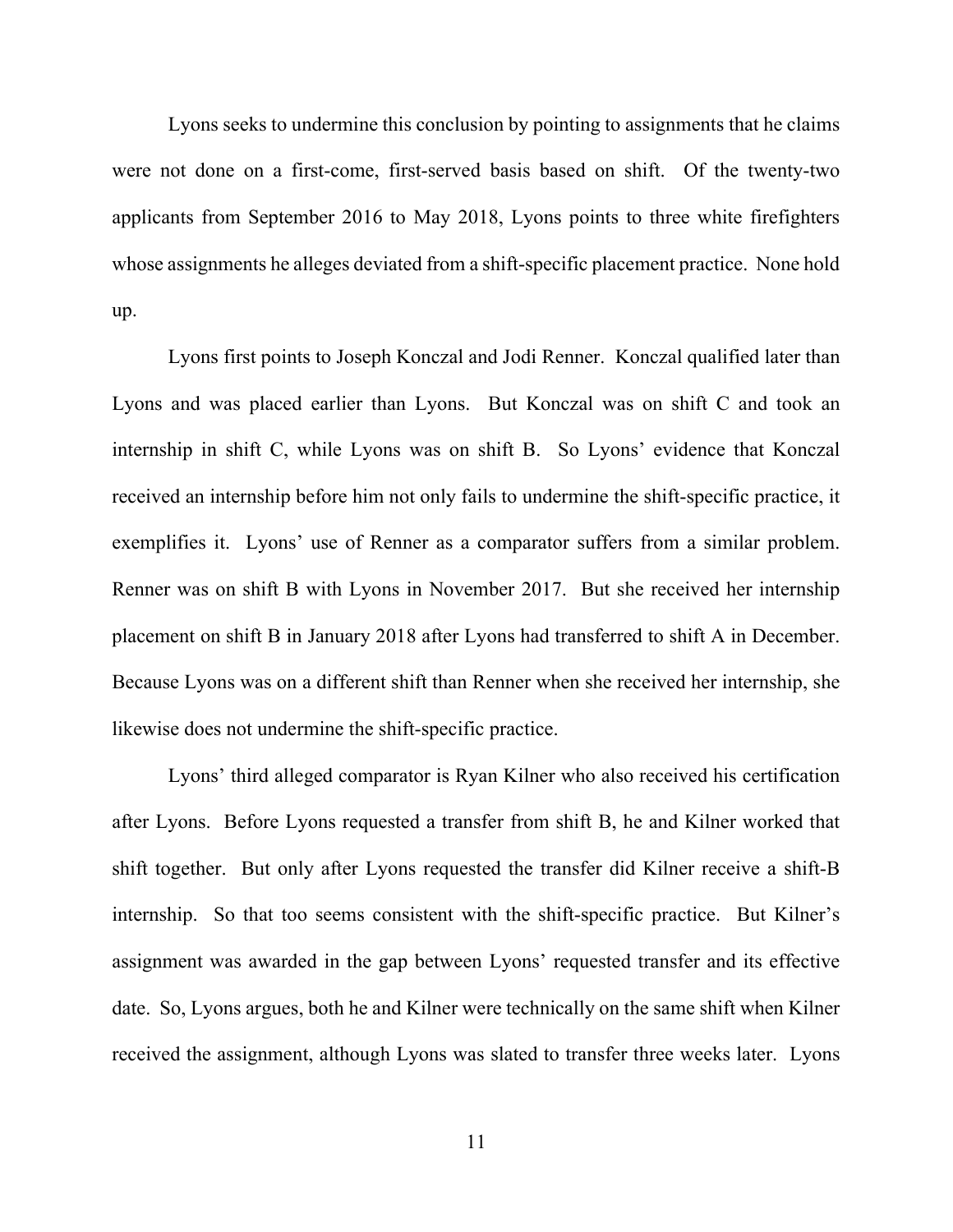Lyons seeks to undermine this conclusion by pointing to assignments that he claims were not done on a first-come, first-served basis based on shift. Of the twenty-two applicants from September 2016 to May 2018, Lyons points to three white firefighters whose assignments he alleges deviated from a shift-specific placement practice. None hold up.

Lyons first points to Joseph Konczal and Jodi Renner. Konczal qualified later than Lyons and was placed earlier than Lyons. But Konczal was on shift C and took an internship in shift C, while Lyons was on shift B. So Lyons' evidence that Konczal received an internship before him not only fails to undermine the shift-specific practice, it exemplifies it. Lyons' use of Renner as a comparator suffers from a similar problem. Renner was on shift B with Lyons in November 2017. But she received her internship placement on shift B in January 2018 after Lyons had transferred to shift A in December. Because Lyons was on a different shift than Renner when she received her internship, she likewise does not undermine the shift-specific practice.

Lyons' third alleged comparator is Ryan Kilner who also received his certification after Lyons. Before Lyons requested a transfer from shift B, he and Kilner worked that shift together. But only after Lyons requested the transfer did Kilner receive a shift-B internship. So that too seems consistent with the shift-specific practice. But Kilner's assignment was awarded in the gap between Lyons' requested transfer and its effective date. So, Lyons argues, both he and Kilner were technically on the same shift when Kilner received the assignment, although Lyons was slated to transfer three weeks later. Lyons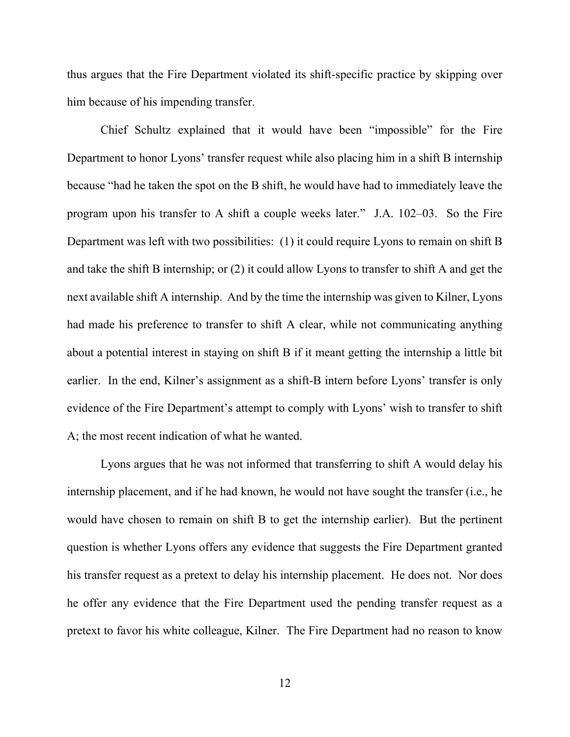thus argues that the Fire Department violated its shift-specific practice by skipping over him because of his impending transfer.

Chief Schultz explained that it would have been "impossible" for the Fire Department to honor Lyons' transfer request while also placing him in a shift B internship because "had he taken the spot on the B shift, he would have had to immediately leave the program upon his transfer to A shift a couple weeks later." J.A. 102–03. So the Fire Department was left with two possibilities: (1) it could require Lyons to remain on shift B and take the shift B internship; or (2) it could allow Lyons to transfer to shift A and get the next available shift A internship. And by the time the internship was given to Kilner, Lyons had made his preference to transfer to shift A clear, while not communicating anything about a potential interest in staying on shift B if it meant getting the internship a little bit earlier. In the end, Kilner's assignment as a shift-B intern before Lyons' transfer is only evidence of the Fire Department's attempt to comply with Lyons' wish to transfer to shift A; the most recent indication of what he wanted.

Lyons argues that he was not informed that transferring to shift A would delay his internship placement, and if he had known, he would not have sought the transfer (i.e., he would have chosen to remain on shift B to get the internship earlier). But the pertinent question is whether Lyons offers any evidence that suggests the Fire Department granted his transfer request as a pretext to delay his internship placement. He does not. Nor does he offer any evidence that the Fire Department used the pending transfer request as a pretext to favor his white colleague, Kilner. The Fire Department had no reason to know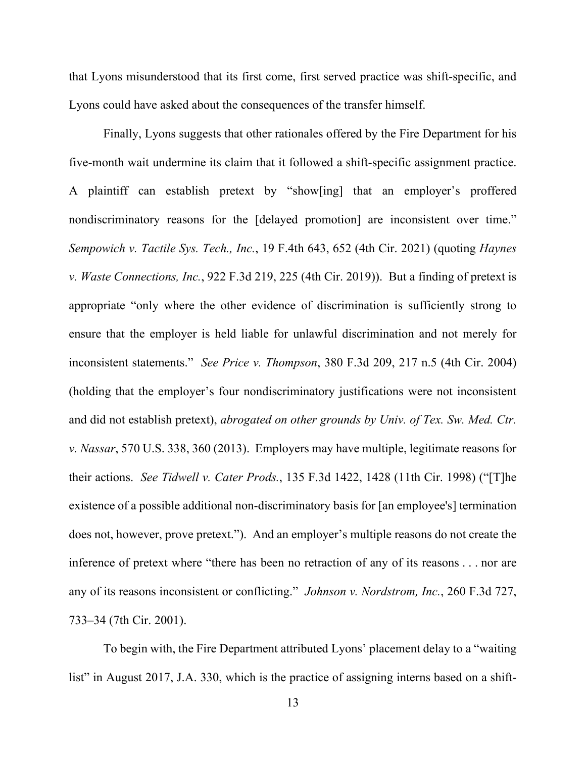that Lyons misunderstood that its first come, first served practice was shift-specific, and Lyons could have asked about the consequences of the transfer himself.

Finally, Lyons suggests that other rationales offered by the Fire Department for his five-month wait undermine its claim that it followed a shift-specific assignment practice. A plaintiff can establish pretext by "show[ing] that an employer's proffered nondiscriminatory reasons for the [delayed promotion] are inconsistent over time." *Sempowich v. Tactile Sys. Tech., Inc.*, 19 F.4th 643, 652 (4th Cir. 2021) (quoting *Haynes v. Waste Connections, Inc.*, 922 F.3d 219, 225 (4th Cir. 2019)). But a finding of pretext is appropriate "only where the other evidence of discrimination is sufficiently strong to ensure that the employer is held liable for unlawful discrimination and not merely for inconsistent statements." *See Price v. Thompson*, 380 F.3d 209, 217 n.5 (4th Cir. 2004) (holding that the employer's four nondiscriminatory justifications were not inconsistent and did not establish pretext), *abrogated on other grounds by Univ. of Tex. Sw. Med. Ctr. v. Nassar*, 570 U.S. 338, 360 (2013). Employers may have multiple, legitimate reasons for their actions. *See Tidwell v. Cater Prods.*, 135 F.3d 1422, 1428 (11th Cir. 1998) ("[T]he existence of a possible additional non-discriminatory basis for [an employee's] termination does not, however, prove pretext."). And an employer's multiple reasons do not create the inference of pretext where "there has been no retraction of any of its reasons . . . nor are any of its reasons inconsistent or conflicting." *Johnson v. Nordstrom, Inc.*, 260 F.3d 727, 733–34 (7th Cir. 2001).

To begin with, the Fire Department attributed Lyons' placement delay to a "waiting list" in August 2017, J.A. 330, which is the practice of assigning interns based on a shift-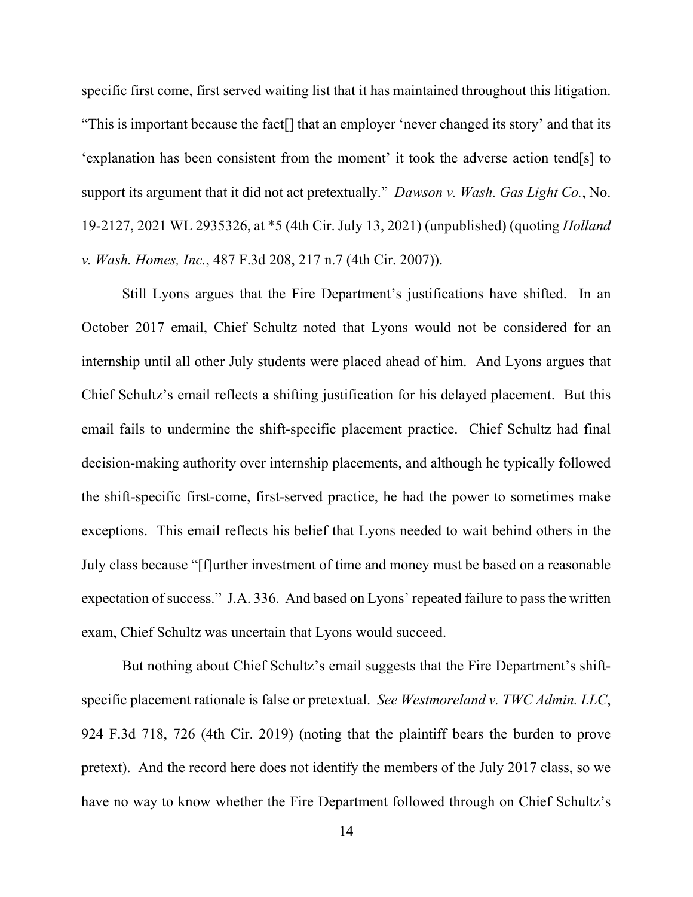specific first come, first served waiting list that it has maintained throughout this litigation. "This is important because the fact[] that an employer 'never changed its story' and that its 'explanation has been consistent from the moment' it took the adverse action tend[s] to support its argument that it did not act pretextually." *Dawson v. Wash. Gas Light Co.*, No. 19-2127, 2021 WL 2935326, at *5 (4th Cir. July 13, 2021) (unpublished) (quoting *Holland v. Wash. Homes, Inc.*, 487 F.3d 208, 217 n.7 (4th Cir. 2007)).

Still Lyons argues that the Fire Department's justifications have shifted. In an October 2017 email, Chief Schultz noted that Lyons would not be considered for an internship until all other July students were placed ahead of him. And Lyons argues that Chief Schultz's email reflects a shifting justification for his delayed placement. But this email fails to undermine the shift-specific placement practice. Chief Schultz had final decision-making authority over internship placements, and although he typically followed the shift-specific first-come, first-served practice, he had the power to sometimes make exceptions. This email reflects his belief that Lyons needed to wait behind others in the July class because "[f]urther investment of time and money must be based on a reasonable expectation of success." J.A. 336. And based on Lyons' repeated failure to pass the written exam, Chief Schultz was uncertain that Lyons would succeed.

But nothing about Chief Schultz's email suggests that the Fire Department's shift-specific placement rationale is false or pretextual. *See Westmoreland v. TWC Admin. LLC*, 924 F.3d 718, 726 (4th Cir. 2019) (noting that the plaintiff bears the burden to prove pretext). And the record here does not identify the members of the July 2017 class, so we have no way to know whether the Fire Department followed through on Chief Schultz's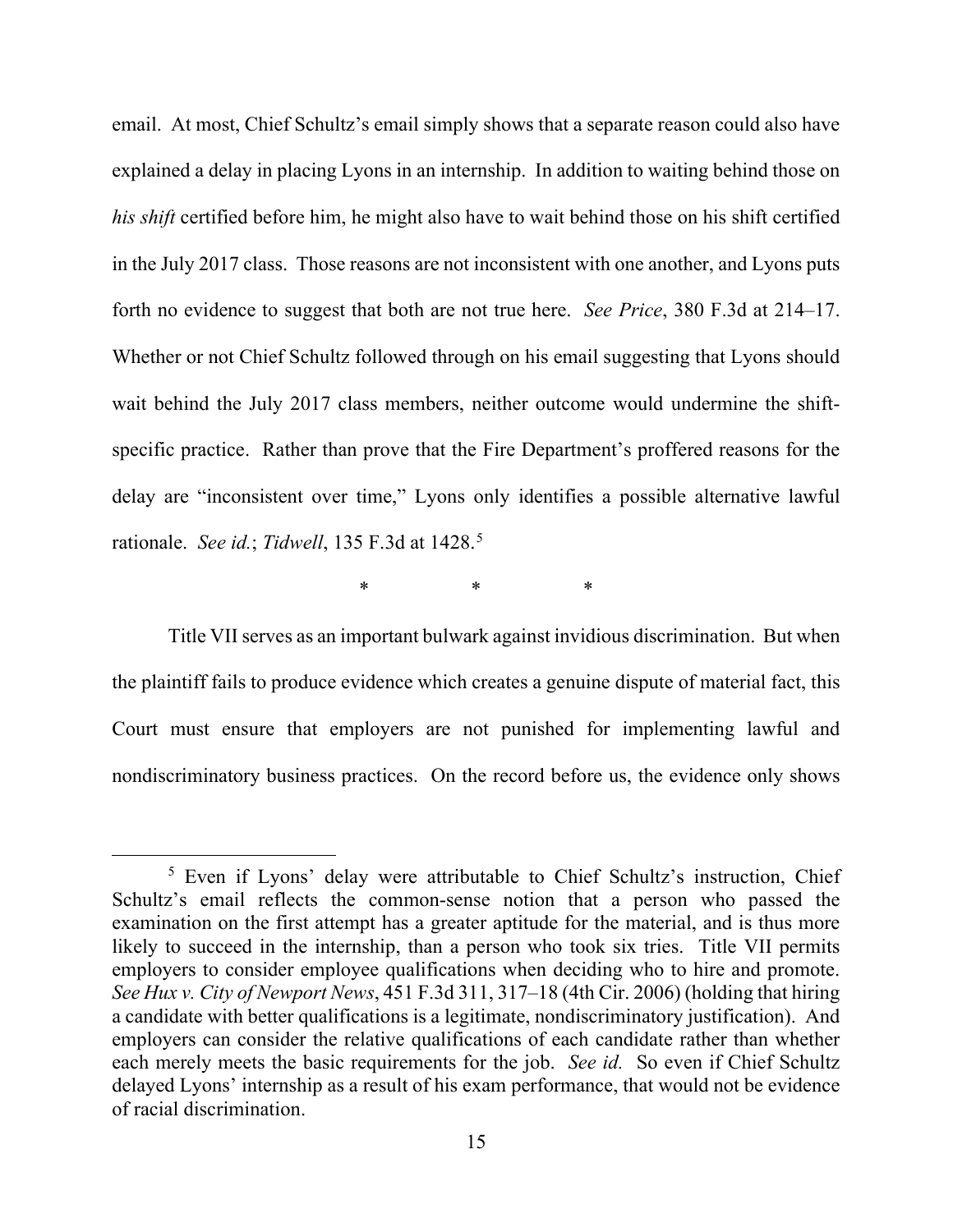email. At most, Chief Schultz's email simply shows that a separate reason could also have explained a delay in placing Lyons in an internship. In addition to waiting behind those on *his shift* certified before him, he might also have to wait behind those on his shift certified in the July 2017 class. Those reasons are not inconsistent with one another, and Lyons puts forth no evidence to suggest that both are not true here. *See Price*, 380 F.3d at 214–17. Whether or not Chief Schultz followed through on his email suggesting that Lyons should wait behind the July 2017 class members, neither outcome would undermine the shift-specific practice. Rather than prove that the Fire Department's proffered reasons for the delay are "inconsistent over time," Lyons only identifies a possible alternative lawful rationale. *See id.*; *Tidwell*, 135 F.3d at 1428.[5]

\* \* \*

Title VII serves as an important bulwark against invidious discrimination. But when the plaintiff fails to produce evidence which creates a genuine dispute of material fact, this Court must ensure that employers are not punished for implementing lawful and nondiscriminatory business practices. On the record before us, the evidence only shows

---

[5] Even if Lyons' delay were attributable to Chief Schultz's instruction, Chief Schultz's email reflects the common-sense notion that a person who passed the examination on the first attempt has a greater aptitude for the material, and is thus more likely to succeed in the internship, than a person who took six tries. Title VII permits employers to consider employee qualifications when deciding who to hire and promote. *See Hux v. City of Newport News*, 451 F.3d 311, 317–18 (4th Cir. 2006) (holding that hiring a candidate with better qualifications is a legitimate, nondiscriminatory justification). And employers can consider the relative qualifications of each candidate rather than whether each merely meets the basic requirements for the job. *See id.* So even if Chief Schultz delayed Lyons' internship as a result of his exam performance, that would not be evidence of racial discrimination.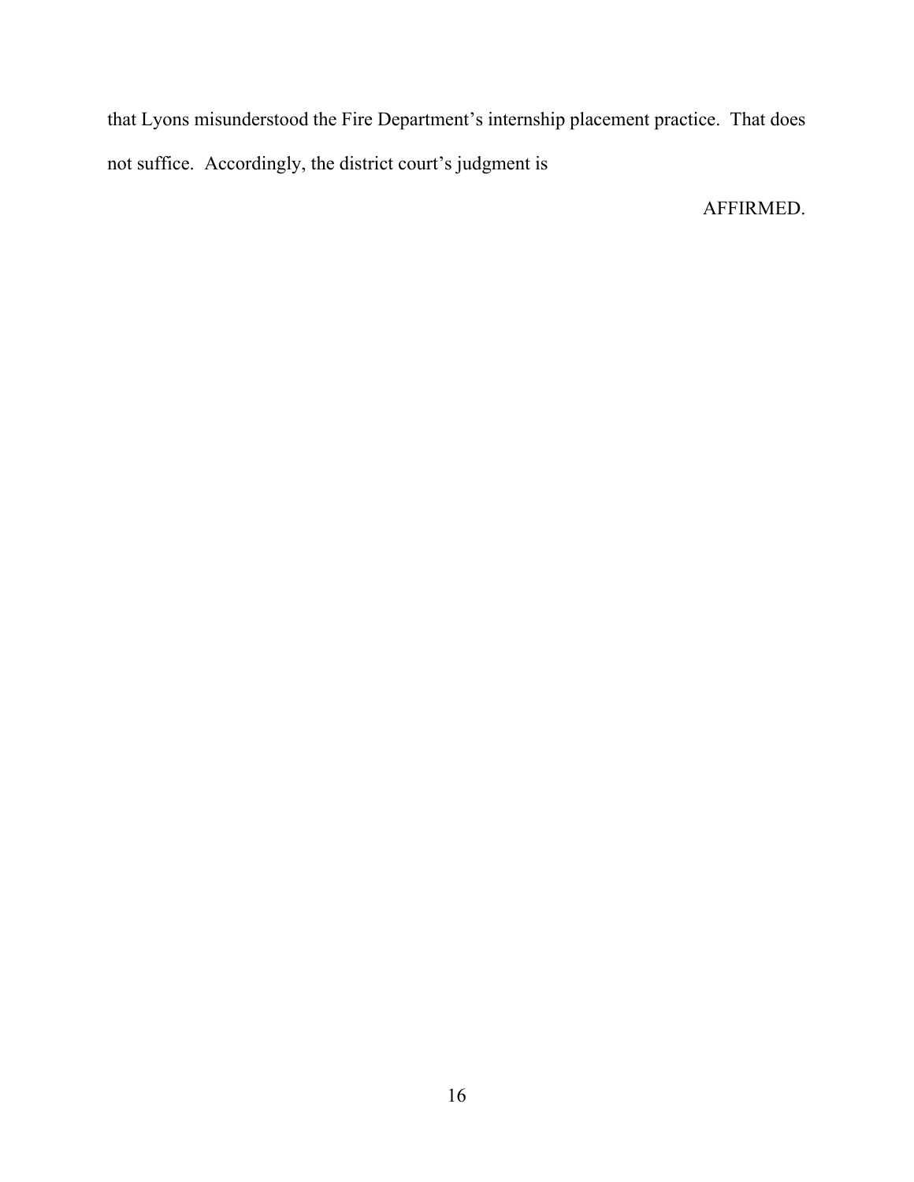that Lyons misunderstood the Fire Department's internship placement practice. That does not suffice. Accordingly, the district court's judgment is

AFFIRMED.